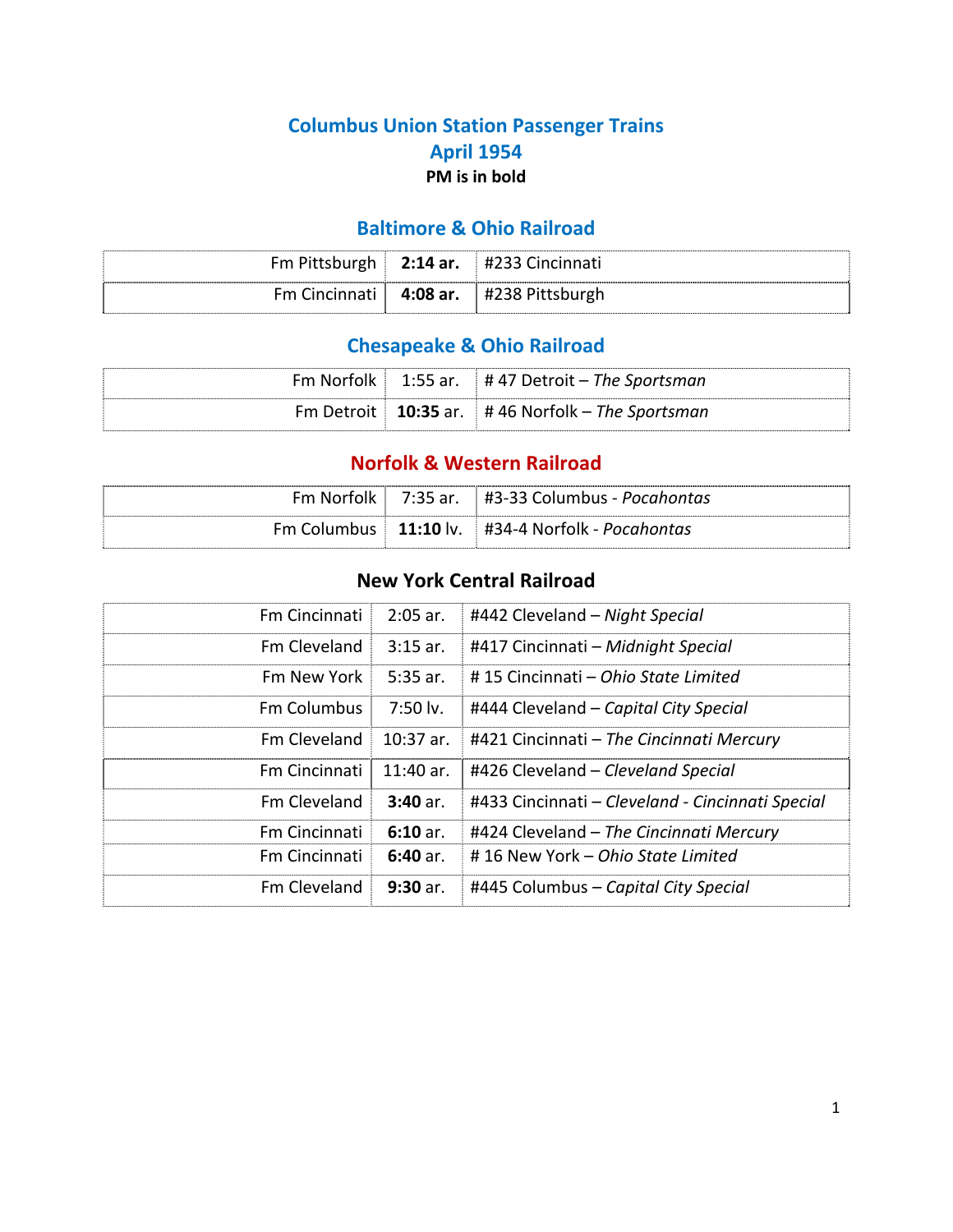# Columbus Union Station Passenger Trains

## April 1954

**PM is in bold**

### Baltimore & Ohio Railroad

| | | |
|---|---|---|
| Fm Pittsburgh | **2:14 ar.** | #233 Cincinnati |
| Fm Cincinnati | **4:08 ar.** | #238 Pittsburgh |

### Chesapeake & Ohio Railroad

| | | |
|---|---|---|
| Fm Norfolk | 1:55 ar. | # 47 Detroit – *The Sportsman* |
| Fm Detroit | **10:35** ar. | # 46 Norfolk – *The Sportsman* |

### Norfolk & Western Railroad

| | | |
|---|---|---|
| Fm Norfolk | 7:35 ar. | #3-33 Columbus - *Pocahontas* |
| Fm Columbus | **11:10** lv. | #34-4 Norfolk - *Pocahontas* |

### New York Central Railroad

| | | |
|---|---|---|
| Fm Cincinnati | 2:05 ar. | #442 Cleveland – *Night Special* |
| Fm Cleveland | 3:15 ar. | #417 Cincinnati – *Midnight Special* |
| Fm New York | 5:35 ar. | # 15 Cincinnati – *Ohio State Limited* |
| Fm Columbus | 7:50 lv. | #444 Cleveland – *Capital City Special* |
| Fm Cleveland | 10:37 ar. | #421 Cincinnati – *The Cincinnati Mercury* |
| Fm Cincinnati | 11:40 ar. | #426 Cleveland – *Cleveland Special* |
| Fm Cleveland | **3:40** ar. | #433 Cincinnati – *Cleveland - Cincinnati Special* |
| Fm Cincinnati | **6:10** ar. | #424 Cleveland – *The Cincinnati Mercury* |
| Fm Cincinnati | **6:40** ar. | # 16 New York – *Ohio State Limited* |
| Fm Cleveland | **9:30** ar. | #445 Columbus – *Capital City Special* |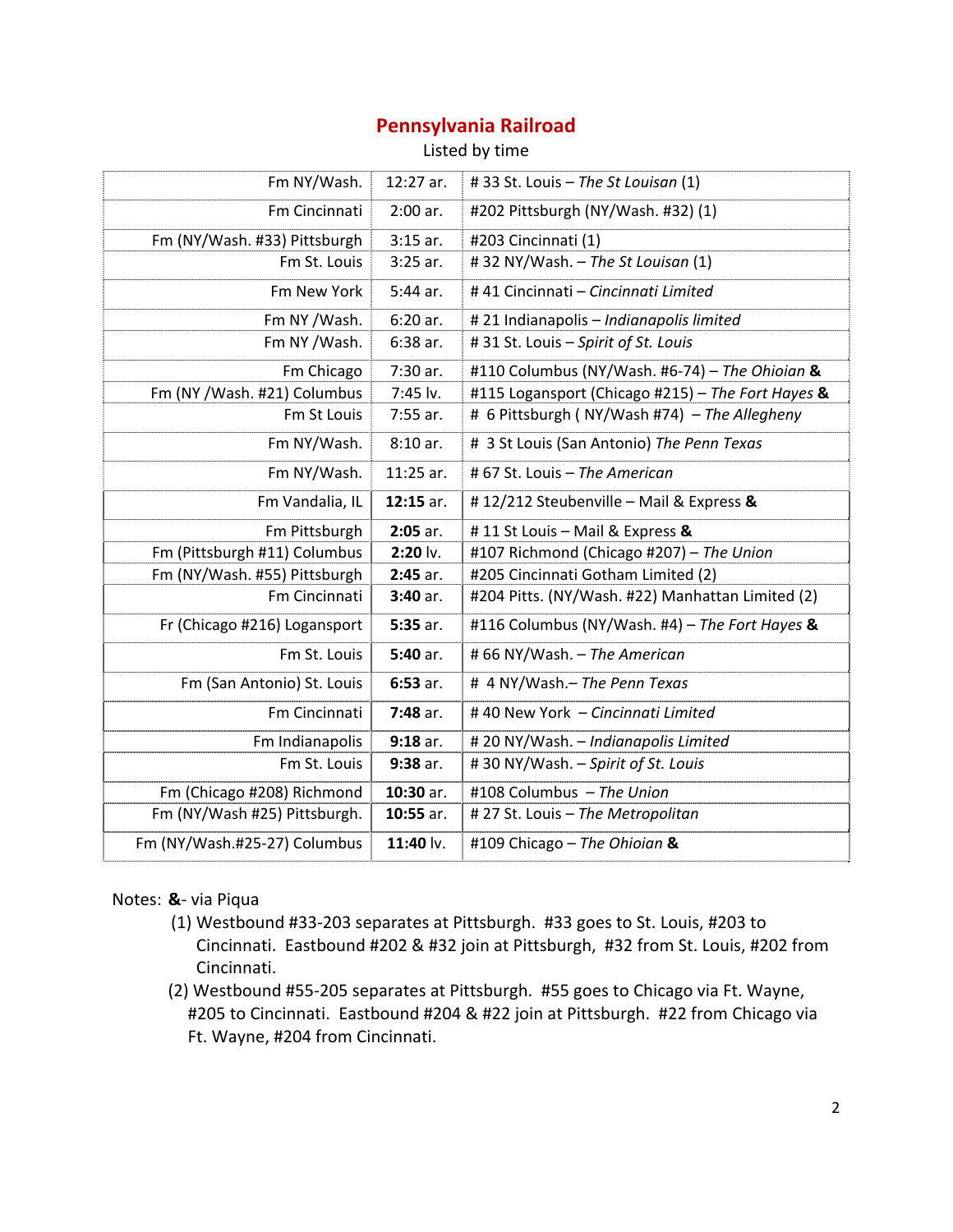# Pennsylvania Railroad

Listed by time

| | | |
|---|---|---|
| Fm NY/Wash. | 12:27 ar. | # 33 St. Louis – *The St Louisan* (1) |
| Fm Cincinnati | 2:00 ar. | #202 Pittsburgh (NY/Wash. #32) (1) |
| Fm (NY/Wash. #33) Pittsburgh | 3:15 ar. | #203 Cincinnati (1) |
| Fm St. Louis | 3:25 ar. | # 32 NY/Wash. – *The St Louisan* (1) |
| Fm New York | 5:44 ar. | # 41 Cincinnati – *Cincinnati Limited* |
| Fm NY /Wash. | 6:20 ar. | # 21 Indianapolis – *Indianapolis limited* |
| Fm NY /Wash. | 6:38 ar. | # 31 St. Louis – *Spirit of St. Louis* |
| Fm Chicago | 7:30 ar. | #110 Columbus (NY/Wash. #6-74) – *The Ohioian* **&** |
| Fm (NY /Wash. #21) Columbus | 7:45 lv. | #115 Logansport (Chicago #215) – *The Fort Hayes* **&** |
| Fm St Louis | 7:55 ar. | # 6 Pittsburgh ( NY/Wash #74) – *The Allegheny* |
| Fm NY/Wash. | 8:10 ar. | # 3 St Louis (San Antonio) *The Penn Texas* |
| Fm NY/Wash. | 11:25 ar. | # 67 St. Louis – *The American* |
| Fm Vandalia, IL | **12:15** ar. | # 12/212 Steubenville – Mail & Express **&** |
| Fm Pittsburgh | **2:05** ar. | # 11 St Louis – Mail & Express **&** |
| Fm (Pittsburgh #11) Columbus | **2:20** lv. | #107 Richmond (Chicago #207) – *The Union* |
| Fm (NY/Wash. #55) Pittsburgh | **2:45** ar. | #205 Cincinnati Gotham Limited (2) |
| Fm Cincinnati | **3:40** ar. | #204 Pitts. (NY/Wash. #22) Manhattan Limited (2) |
| Fr (Chicago #216) Logansport | **5:35** ar. | #116 Columbus (NY/Wash. #4) – *The Fort Hayes* **&** |
| Fm St. Louis | **5:40** ar. | # 66 NY/Wash. – *The American* |
| Fm (San Antonio) St. Louis | **6:53** ar. | # 4 NY/Wash.– *The Penn Texas* |
| Fm Cincinnati | **7:48** ar. | # 40 New York – *Cincinnati Limited* |
| Fm Indianapolis | **9:18** ar. | # 20 NY/Wash. – *Indianapolis Limited* |
| Fm St. Louis | **9:38** ar. | # 30 NY/Wash. – *Spirit of St. Louis* |
| Fm (Chicago #208) Richmond | **10:30** ar. | #108 Columbus – *The Union* |
| Fm (NY/Wash #25) Pittsburgh. | **10:55** ar. | # 27 St. Louis – *The Metropolitan* |
| Fm (NY/Wash.#25-27) Columbus | **11:40** lv. | #109 Chicago – *The Ohioian* **&** |

Notes: **&**- via Piqua

(1) Westbound #33-203 separates at Pittsburgh. #33 goes to St. Louis, #203 to Cincinnati. Eastbound #202 & #32 join at Pittsburgh, #32 from St. Louis, #202 from Cincinnati.

(2) Westbound #55-205 separates at Pittsburgh. #55 goes to Chicago via Ft. Wayne, #205 to Cincinnati. Eastbound #204 & #22 join at Pittsburgh. #22 from Chicago via Ft. Wayne, #204 from Cincinnati.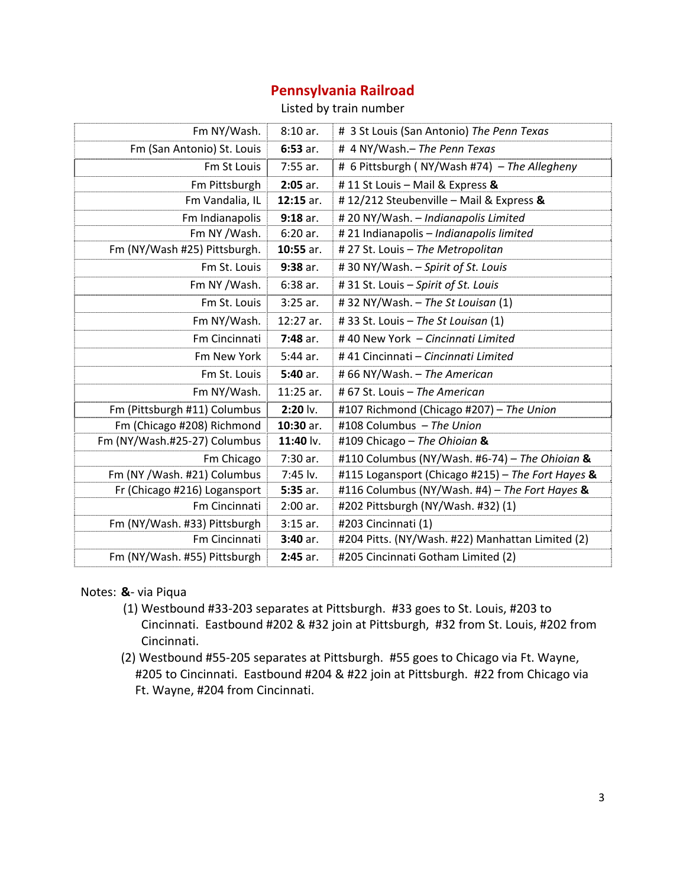## Pennsylvania Railroad

Listed by train number

| | | |
|---|---|---|
| Fm NY/Wash. | 8:10 ar. | # 3 St Louis (San Antonio) *The Penn Texas* |
| Fm (San Antonio) St. Louis | **6:53** ar. | # 4 NY/Wash.– *The Penn Texas* |
| Fm St Louis | 7:55 ar. | # 6 Pittsburgh ( NY/Wash #74) – *The Allegheny* |
| Fm Pittsburgh | **2:05** ar. | # 11 St Louis – Mail & Express **&** |
| Fm Vandalia, IL | **12:15** ar. | # 12/212 Steubenville – Mail & Express **&** |
| Fm Indianapolis | **9:18** ar. | # 20 NY/Wash. – *Indianapolis Limited* |
| Fm NY /Wash. | 6:20 ar. | # 21 Indianapolis – *Indianapolis limited* |
| Fm (NY/Wash #25) Pittsburgh. | **10:55** ar. | # 27 St. Louis – *The Metropolitan* |
| Fm St. Louis | **9:38** ar. | # 30 NY/Wash. – *Spirit of St. Louis* |
| Fm NY /Wash. | 6:38 ar. | # 31 St. Louis – *Spirit of St. Louis* |
| Fm St. Louis | 3:25 ar. | # 32 NY/Wash. – *The St Louisan* (1) |
| Fm NY/Wash. | 12:27 ar. | # 33 St. Louis – *The St Louisan* (1) |
| Fm Cincinnati | **7:48** ar. | # 40 New York – *Cincinnati Limited* |
| Fm New York | 5:44 ar. | # 41 Cincinnati – *Cincinnati Limited* |
| Fm St. Louis | **5:40** ar. | # 66 NY/Wash. – *The American* |
| Fm NY/Wash. | 11:25 ar. | # 67 St. Louis – *The American* |
| Fm (Pittsburgh #11) Columbus | **2:20** lv. | #107 Richmond (Chicago #207) – *The Union* |
| Fm (Chicago #208) Richmond | **10:30** ar. | #108 Columbus – *The Union* |
| Fm (NY/Wash.#25-27) Columbus | **11:40** lv. | #109 Chicago – *The Ohioian* **&** |
| Fm Chicago | 7:30 ar. | #110 Columbus (NY/Wash. #6-74) – *The Ohioian* **&** |
| Fm (NY /Wash. #21) Columbus | 7:45 lv. | #115 Logansport (Chicago #215) – *The Fort Hayes* **&** |
| Fr (Chicago #216) Logansport | **5:35** ar. | #116 Columbus (NY/Wash. #4) – *The Fort Hayes* **&** |
| Fm Cincinnati | 2:00 ar. | #202 Pittsburgh (NY/Wash. #32) (1) |
| Fm (NY/Wash. #33) Pittsburgh | 3:15 ar. | #203 Cincinnati (1) |
| Fm Cincinnati | **3:40** ar. | #204 Pitts. (NY/Wash. #22) Manhattan Limited (2) |
| Fm (NY/Wash. #55) Pittsburgh | **2:45** ar. | #205 Cincinnati Gotham Limited (2) |

Notes: **&**- via Piqua

(1) Westbound #33-203 separates at Pittsburgh. #33 goes to St. Louis, #203 to Cincinnati. Eastbound #202 & #32 join at Pittsburgh, #32 from St. Louis, #202 from Cincinnati.

(2) Westbound #55-205 separates at Pittsburgh. #55 goes to Chicago via Ft. Wayne, #205 to Cincinnati. Eastbound #204 & #22 join at Pittsburgh. #22 from Chicago via Ft. Wayne, #204 from Cincinnati.